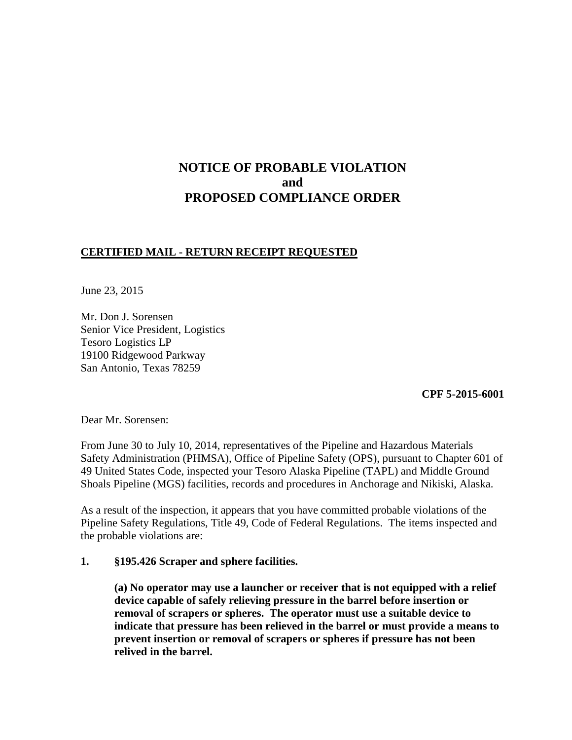# NOTICE OF PROBABLE VIOLATION
# and
# PROPOSED COMPLIANCE ORDER

**CERTIFIED MAIL - RETURN RECEIPT REQUESTED**

June 23, 2015

Mr. Don J. Sorensen
Senior Vice President, Logistics
Tesoro Logistics LP
19100 Ridgewood Parkway
San Antonio, Texas 78259

**CPF 5-2015-6001**

Dear Mr. Sorensen:

From June 30 to July 10, 2014, representatives of the Pipeline and Hazardous Materials Safety Administration (PHMSA), Office of Pipeline Safety (OPS), pursuant to Chapter 601 of 49 United States Code, inspected your Tesoro Alaska Pipeline (TAPL) and Middle Ground Shoals Pipeline (MGS) facilities, records and procedures in Anchorage and Nikiski, Alaska.

As a result of the inspection, it appears that you have committed probable violations of the Pipeline Safety Regulations, Title 49, Code of Federal Regulations. The items inspected and the probable violations are:

**1. §195.426 Scraper and sphere facilities.**

**(a) No operator may use a launcher or receiver that is not equipped with a relief device capable of safely relieving pressure in the barrel before insertion or removal of scrapers or spheres. The operator must use a suitable device to indicate that pressure has been relieved in the barrel or must provide a means to prevent insertion or removal of scrapers or spheres if pressure has not been relived in the barrel.**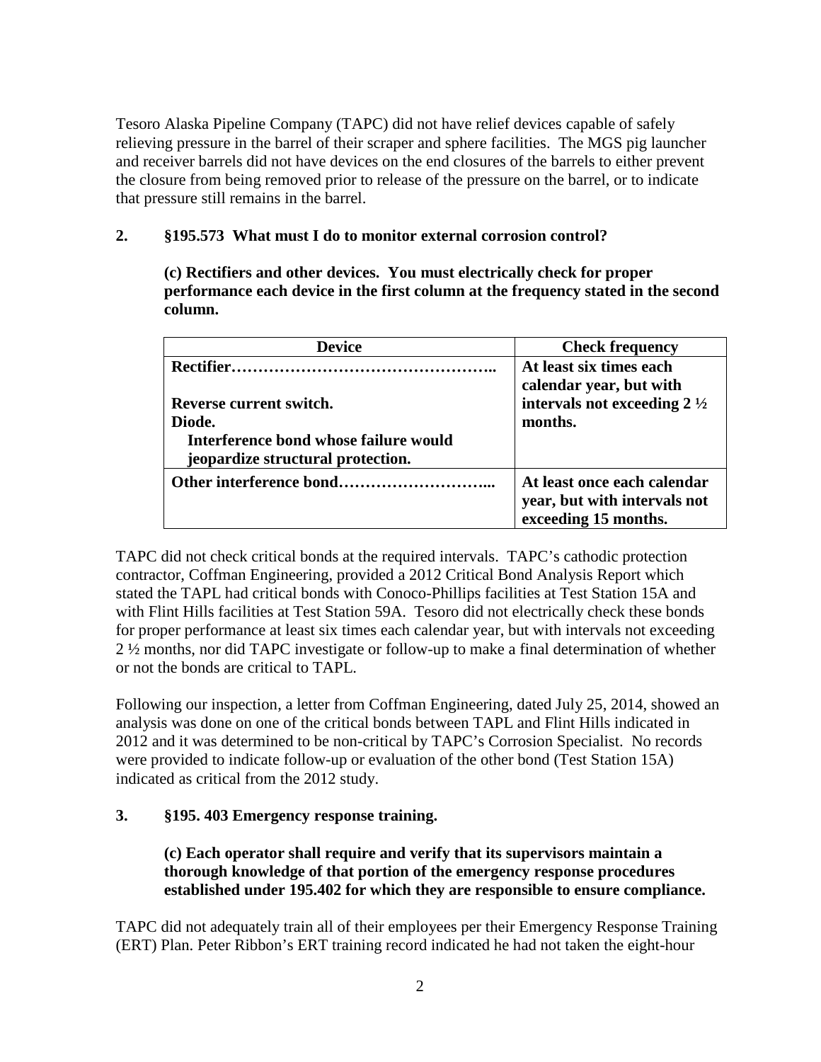Tesoro Alaska Pipeline Company (TAPC) did not have relief devices capable of safely relieving pressure in the barrel of their scraper and sphere facilities. The MGS pig launcher and receiver barrels did not have devices on the end closures of the barrels to either prevent the closure from being removed prior to release of the pressure on the barrel, or to indicate that pressure still remains in the barrel.

**2. §195.573 What must I do to monitor external corrosion control?**

**(c) Rectifiers and other devices. You must electrically check for proper performance each device in the first column at the frequency stated in the second column.**

| Device | Check frequency |
| --- | --- |
| **Rectifier…………………………………………..<br>Reverse current switch.<br>Diode.<br>Interference bond whose failure would jeopardize structural protection.** | **At least six times each calendar year, but with intervals not exceeding 2 ½ months.** |
| **Other interference bond………………………...** | **At least once each calendar year, but with intervals not exceeding 15 months.** |

TAPC did not check critical bonds at the required intervals. TAPC's cathodic protection contractor, Coffman Engineering, provided a 2012 Critical Bond Analysis Report which stated the TAPL had critical bonds with Conoco-Phillips facilities at Test Station 15A and with Flint Hills facilities at Test Station 59A. Tesoro did not electrically check these bonds for proper performance at least six times each calendar year, but with intervals not exceeding 2 ½ months, nor did TAPC investigate or follow-up to make a final determination of whether or not the bonds are critical to TAPL.

Following our inspection, a letter from Coffman Engineering, dated July 25, 2014, showed an analysis was done on one of the critical bonds between TAPL and Flint Hills indicated in 2012 and it was determined to be non-critical by TAPC's Corrosion Specialist. No records were provided to indicate follow-up or evaluation of the other bond (Test Station 15A) indicated as critical from the 2012 study.

**3. §195. 403 Emergency response training.**

**(c) Each operator shall require and verify that its supervisors maintain a thorough knowledge of that portion of the emergency response procedures established under 195.402 for which they are responsible to ensure compliance.**

TAPC did not adequately train all of their employees per their Emergency Response Training (ERT) Plan. Peter Ribbon's ERT training record indicated he had not taken the eight-hour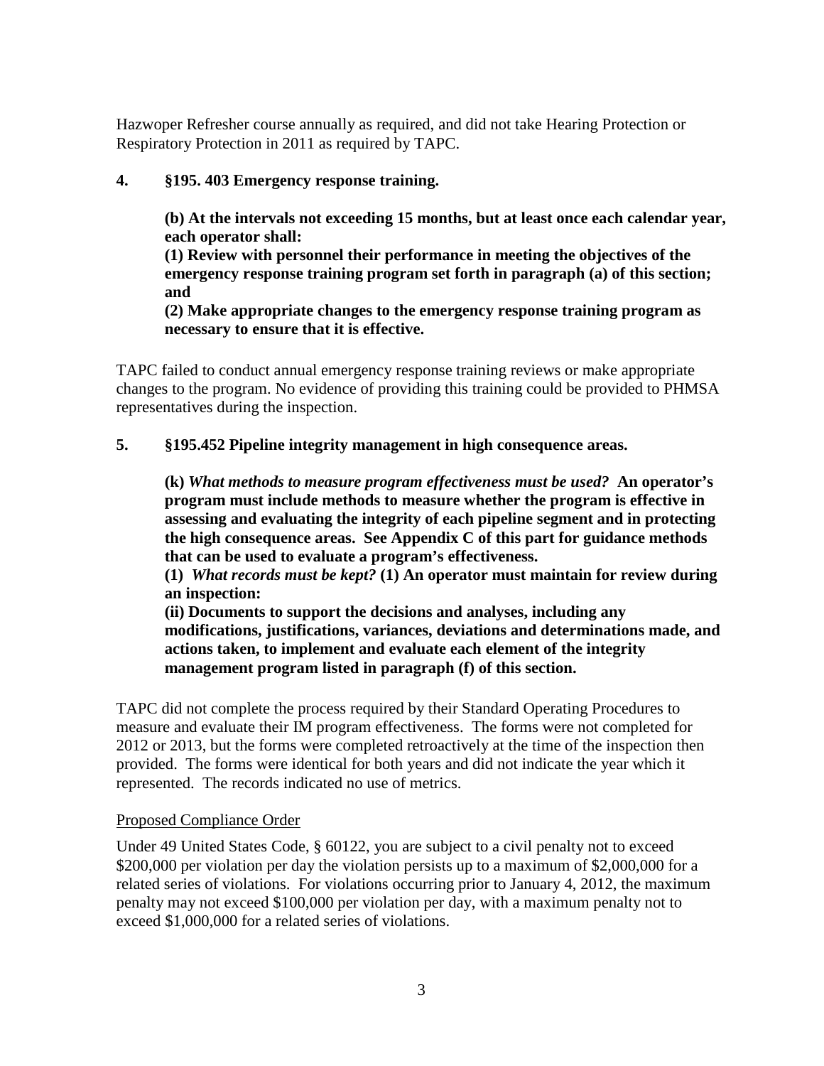Hazwoper Refresher course annually as required, and did not take Hearing Protection or Respiratory Protection in 2011 as required by TAPC.

**4. §195. 403 Emergency response training.**

> **(b) At the intervals not exceeding 15 months, but at least once each calendar year, each operator shall:**
> **(1) Review with personnel their performance in meeting the objectives of the emergency response training program set forth in paragraph (a) of this section; and**
> **(2) Make appropriate changes to the emergency response training program as necessary to ensure that it is effective.**

TAPC failed to conduct annual emergency response training reviews or make appropriate changes to the program. No evidence of providing this training could be provided to PHMSA representatives during the inspection.

**5. §195.452 Pipeline integrity management in high consequence areas.**

> **(k)** ***What methods to measure program effectiveness must be used?*** **An operator's program must include methods to measure whether the program is effective in assessing and evaluating the integrity of each pipeline segment and in protecting the high consequence areas. See Appendix C of this part for guidance methods that can be used to evaluate a program's effectiveness.**
> **(1)** ***What records must be kept?*** **(1) An operator must maintain for review during an inspection:**
> **(ii) Documents to support the decisions and analyses, including any modifications, justifications, variances, deviations and determinations made, and actions taken, to implement and evaluate each element of the integrity management program listed in paragraph (f) of this section.**

TAPC did not complete the process required by their Standard Operating Procedures to measure and evaluate their IM program effectiveness. The forms were not completed for 2012 or 2013, but the forms were completed retroactively at the time of the inspection then provided. The forms were identical for both years and did not indicate the year which it represented. The records indicated no use of metrics.

<u>Proposed Compliance Order</u>

Under 49 United States Code, § 60122, you are subject to a civil penalty not to exceed $200,000 per violation per day the violation persists up to a maximum of $2,000,000 for a related series of violations. For violations occurring prior to January 4, 2012, the maximum penalty may not exceed $100,000 per violation per day, with a maximum penalty not to exceed $1,000,000 for a related series of violations.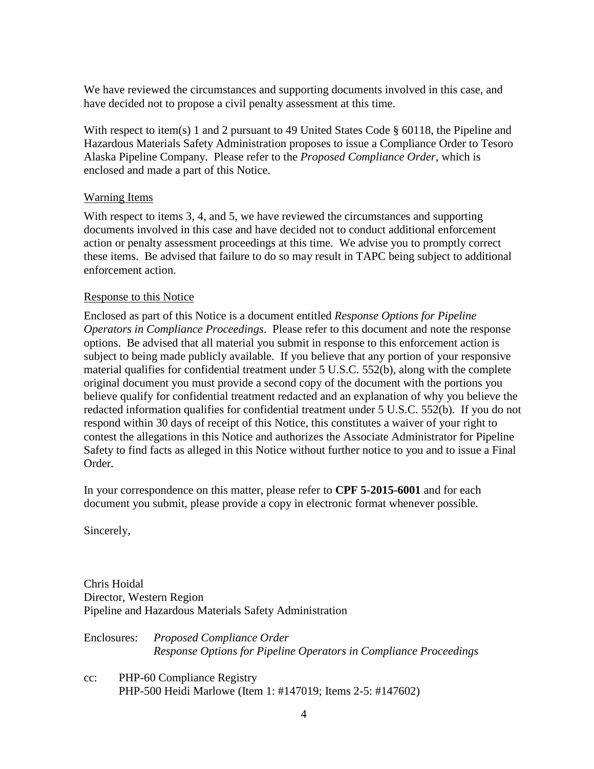We have reviewed the circumstances and supporting documents involved in this case, and have decided not to propose a civil penalty assessment at this time.

With respect to item(s) 1 and 2 pursuant to 49 United States Code § 60118, the Pipeline and Hazardous Materials Safety Administration proposes to issue a Compliance Order to Tesoro Alaska Pipeline Company. Please refer to the *Proposed Compliance Order*, which is enclosed and made a part of this Notice.

## Warning Items

With respect to items 3, 4, and 5, we have reviewed the circumstances and supporting documents involved in this case and have decided not to conduct additional enforcement action or penalty assessment proceedings at this time. We advise you to promptly correct these items. Be advised that failure to do so may result in TAPC being subject to additional enforcement action.

## Response to this Notice

Enclosed as part of this Notice is a document entitled *Response Options for Pipeline Operators in Compliance Proceedings*. Please refer to this document and note the response options. Be advised that all material you submit in response to this enforcement action is subject to being made publicly available. If you believe that any portion of your responsive material qualifies for confidential treatment under 5 U.S.C. 552(b), along with the complete original document you must provide a second copy of the document with the portions you believe qualify for confidential treatment redacted and an explanation of why you believe the redacted information qualifies for confidential treatment under 5 U.S.C. 552(b). If you do not respond within 30 days of receipt of this Notice, this constitutes a waiver of your right to contest the allegations in this Notice and authorizes the Associate Administrator for Pipeline Safety to find facts as alleged in this Notice without further notice to you and to issue a Final Order.

In your correspondence on this matter, please refer to **CPF 5-2015-6001** and for each document you submit, please provide a copy in electronic format whenever possible.

Sincerely,

Chris Hoidal
Director, Western Region
Pipeline and Hazardous Materials Safety Administration

Enclosures: *Proposed Compliance Order*
*Response Options for Pipeline Operators in Compliance Proceedings*

cc: PHP-60 Compliance Registry
PHP-500 Heidi Marlowe (Item 1: #147019; Items 2-5: #147602)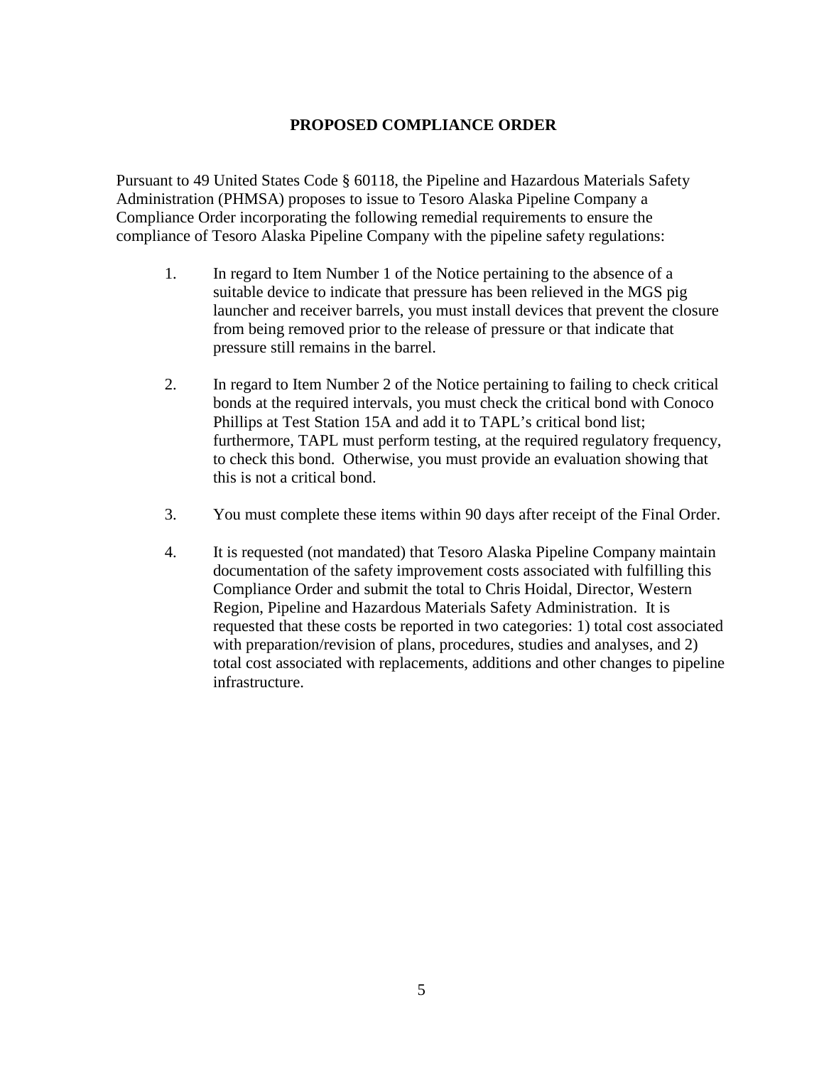## PROPOSED COMPLIANCE ORDER

Pursuant to 49 United States Code § 60118, the Pipeline and Hazardous Materials Safety Administration (PHMSA) proposes to issue to Tesoro Alaska Pipeline Company a Compliance Order incorporating the following remedial requirements to ensure the compliance of Tesoro Alaska Pipeline Company with the pipeline safety regulations:

1. In regard to Item Number 1 of the Notice pertaining to the absence of a suitable device to indicate that pressure has been relieved in the MGS pig launcher and receiver barrels, you must install devices that prevent the closure from being removed prior to the release of pressure or that indicate that pressure still remains in the barrel.

2. In regard to Item Number 2 of the Notice pertaining to failing to check critical bonds at the required intervals, you must check the critical bond with Conoco Phillips at Test Station 15A and add it to TAPL's critical bond list; furthermore, TAPL must perform testing, at the required regulatory frequency, to check this bond. Otherwise, you must provide an evaluation showing that this is not a critical bond.

3. You must complete these items within 90 days after receipt of the Final Order.

4. It is requested (not mandated) that Tesoro Alaska Pipeline Company maintain documentation of the safety improvement costs associated with fulfilling this Compliance Order and submit the total to Chris Hoidal, Director, Western Region, Pipeline and Hazardous Materials Safety Administration. It is requested that these costs be reported in two categories: 1) total cost associated with preparation/revision of plans, procedures, studies and analyses, and 2) total cost associated with replacements, additions and other changes to pipeline infrastructure.